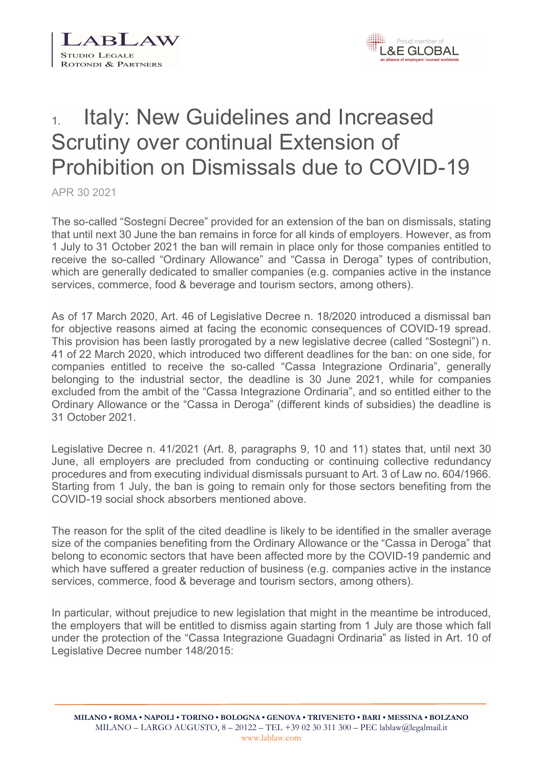# 1. Italy: New Guidelines and Increased Scrutiny over continual Extension of Prohibition on Dismissals due to COVID-19

APR 30 2021

The so-called "Sostegni Decree" provided for an extension of the ban on dismissals, stating that until next 30 June the ban remains in force for all kinds of employers. However, as from 1 July to 31 October 2021 the ban will remain in place only for those companies entitled to receive the so-called "Ordinary Allowance" and "Cassa in Deroga" types of contribution, which are generally dedicated to smaller companies (e.g. companies active in the instance services, commerce, food & beverage and tourism sectors, among others).

As of 17 March 2020, Art. 46 of Legislative Decree n. 18/2020 introduced a dismissal ban for objective reasons aimed at facing the economic consequences of COVID-19 spread. This provision has been lastly prorogated by a new legislative decree (called "Sostegni") n. 41 of 22 March 2020, which introduced two different deadlines for the ban: on one side, for companies entitled to receive the so-called "Cassa Integrazione Ordinaria", generally belonging to the industrial sector, the deadline is 30 June 2021, while for companies excluded from the ambit of the "Cassa Integrazione Ordinaria", and so entitled either to the Ordinary Allowance or the "Cassa in Deroga" (different kinds of subsidies) the deadline is 31 October 2021.

Legislative Decree n. 41/2021 (Art. 8, paragraphs 9, 10 and 11) states that, until next 30 June, all employers are precluded from conducting or continuing collective redundancy procedures and from executing individual dismissals pursuant to Art. 3 of Law no. 604/1966. Starting from 1 July, the ban is going to remain only for those sectors benefiting from the COVID-19 social shock absorbers mentioned above.

The reason for the split of the cited deadline is likely to be identified in the smaller average size of the companies benefiting from the Ordinary Allowance or the "Cassa in Deroga" that belong to economic sectors that have been affected more by the COVID-19 pandemic and which have suffered a greater reduction of business (e.g. companies active in the instance services, commerce, food & beverage and tourism sectors, among others).

In particular, without prejudice to new legislation that might in the meantime be introduced, the employers that will be entitled to dismiss again starting from 1 July are those which fall under the protection of the "Cassa Integrazione Guadagni Ordinaria" as listed in Art. 10 of Legislative Decree number 148/2015: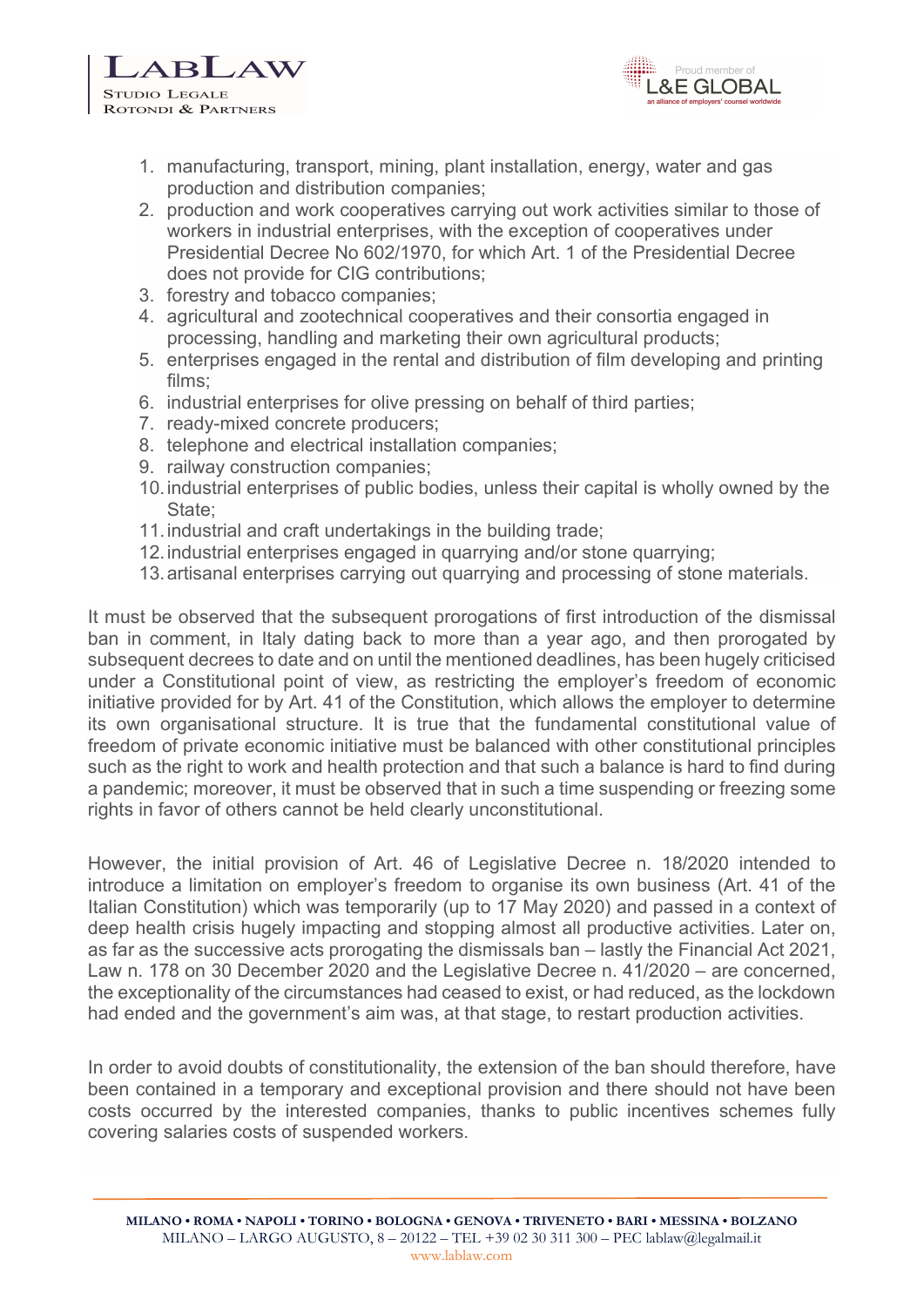1. manufacturing, transport, mining, plant installation, energy, water and gas production and distribution companies;
2. production and work cooperatives carrying out work activities similar to those of workers in industrial enterprises, with the exception of cooperatives under Presidential Decree No 602/1970, for which Art. 1 of the Presidential Decree does not provide for CIG contributions;
3. forestry and tobacco companies;
4. agricultural and zootechnical cooperatives and their consortia engaged in processing, handling and marketing their own agricultural products;
5. enterprises engaged in the rental and distribution of film developing and printing films;
6. industrial enterprises for olive pressing on behalf of third parties;
7. ready-mixed concrete producers;
8. telephone and electrical installation companies;
9. railway construction companies;
10. industrial enterprises of public bodies, unless their capital is wholly owned by the State;
11. industrial and craft undertakings in the building trade;
12. industrial enterprises engaged in quarrying and/or stone quarrying;
13. artisanal enterprises carrying out quarrying and processing of stone materials.

It must be observed that the subsequent prorogations of first introduction of the dismissal ban in comment, in Italy dating back to more than a year ago, and then prorogated by subsequent decrees to date and on until the mentioned deadlines, has been hugely criticised under a Constitutional point of view, as restricting the employer's freedom of economic initiative provided for by Art. 41 of the Constitution, which allows the employer to determine its own organisational structure. It is true that the fundamental constitutional value of freedom of private economic initiative must be balanced with other constitutional principles such as the right to work and health protection and that such a balance is hard to find during a pandemic; moreover, it must be observed that in such a time suspending or freezing some rights in favor of others cannot be held clearly unconstitutional.

However, the initial provision of Art. 46 of Legislative Decree n. 18/2020 intended to introduce a limitation on employer's freedom to organise its own business (Art. 41 of the Italian Constitution) which was temporarily (up to 17 May 2020) and passed in a context of deep health crisis hugely impacting and stopping almost all productive activities. Later on, as far as the successive acts prorogating the dismissals ban – lastly the Financial Act 2021, Law n. 178 on 30 December 2020 and the Legislative Decree n. 41/2020 – are concerned, the exceptionality of the circumstances had ceased to exist, or had reduced, as the lockdown had ended and the government's aim was, at that stage, to restart production activities.

In order to avoid doubts of constitutionality, the extension of the ban should therefore, have been contained in a temporary and exceptional provision and there should not have been costs occurred by the interested companies, thanks to public incentives schemes fully covering salaries costs of suspended workers.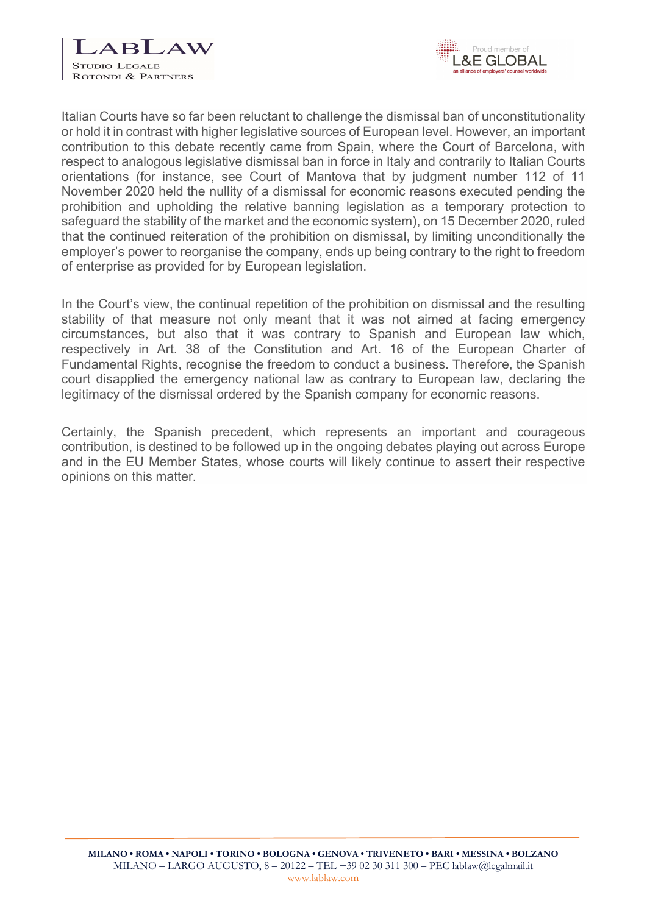Italian Courts have so far been reluctant to challenge the dismissal ban of unconstitutionality or hold it in contrast with higher legislative sources of European level. However, an important contribution to this debate recently came from Spain, where the Court of Barcelona, with respect to analogous legislative dismissal ban in force in Italy and contrarily to Italian Courts orientations (for instance, see Court of Mantova that by judgment number 112 of 11 November 2020 held the nullity of a dismissal for economic reasons executed pending the prohibition and upholding the relative banning legislation as a temporary protection to safeguard the stability of the market and the economic system), on 15 December 2020, ruled that the continued reiteration of the prohibition on dismissal, by limiting unconditionally the employer's power to reorganise the company, ends up being contrary to the right to freedom of enterprise as provided for by European legislation.

In the Court's view, the continual repetition of the prohibition on dismissal and the resulting stability of that measure not only meant that it was not aimed at facing emergency circumstances, but also that it was contrary to Spanish and European law which, respectively in Art. 38 of the Constitution and Art. 16 of the European Charter of Fundamental Rights, recognise the freedom to conduct a business. Therefore, the Spanish court disapplied the emergency national law as contrary to European law, declaring the legitimacy of the dismissal ordered by the Spanish company for economic reasons.

Certainly, the Spanish precedent, which represents an important and courageous contribution, is destined to be followed up in the ongoing debates playing out across Europe and in the EU Member States, whose courts will likely continue to assert their respective opinions on this matter.